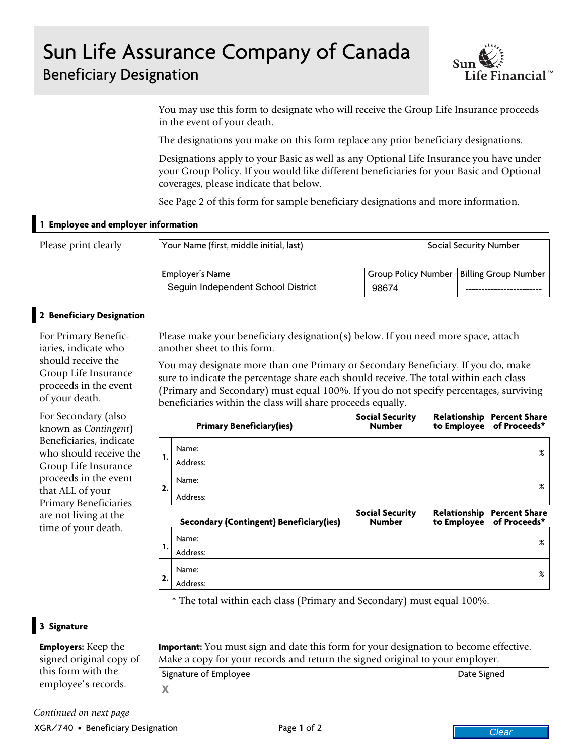# Sun Life Assurance Company of Canada

## Beneficiary Designation

Sun Life Financial℠

You may use this form to designate who will receive the Group Life Insurance proceeds in the event of your death.

The designations you make on this form replace any prior beneficiary designations.

Designations apply to your Basic as well as any Optional Life Insurance you have under your Group Policy. If you would like different beneficiaries for your Basic and Optional coverages, please indicate that below.

See Page 2 of this form for sample beneficiary designations and more information.

### 1 Employee and employer information

Please print clearly

| Your Name (first, middle initial, last) | | Social Security Number |
|---|---|---|
| | | |
| **Employer's Name** | **Group Policy Number** | **Billing Group Number** |
| Seguin Independent School District | 98674 | ------------------------ |

### 2 Beneficiary Designation

For Primary Beneficiaries, indicate who should receive the Group Life Insurance proceeds in the event of your death.

For Secondary (also known as *Contingent*) Beneficiaries, indicate who should receive the Group Life Insurance proceeds in the event that ALL of your Primary Beneficiaries are not living at the time of your death.

Please make your beneficiary designation(s) below. If you need more space, attach another sheet to this form.

You may designate more than one Primary or Secondary Beneficiary. If you do, make sure to indicate the percentage share each should receive. The total within each class (Primary and Secondary) must equal 100%. If you do not specify percentages, surviving beneficiaries within the class will share proceeds equally.

| | Primary Beneficiary(ies) | Social Security Number | Relationship to Employee | Percent Share of Proceeds* |
|---|---|---|---|---|
| 1. | Name:<br>Address: | | | % |
| 2. | Name:<br>Address: | | | % |

| | Secondary (Contingent) Beneficiary(ies) | Social Security Number | Relationship to Employee | Percent Share of Proceeds* |
|---|---|---|---|---|
| 1. | Name:<br>Address: | | | % |
| 2. | Name:<br>Address: | | | % |

\* The total within each class (Primary and Secondary) must equal 100%.

### 3 Signature

**Employers:** Keep the signed original copy of this form with the employee's records.

**Important:** You must sign and date this form for your designation to become effective. Make a copy for your records and return the signed original to your employer.

| Signature of Employee | Date Signed |
|---|---|
| X | |

*Continued on next page*

XGR/740 • Beneficiary Designation

Clear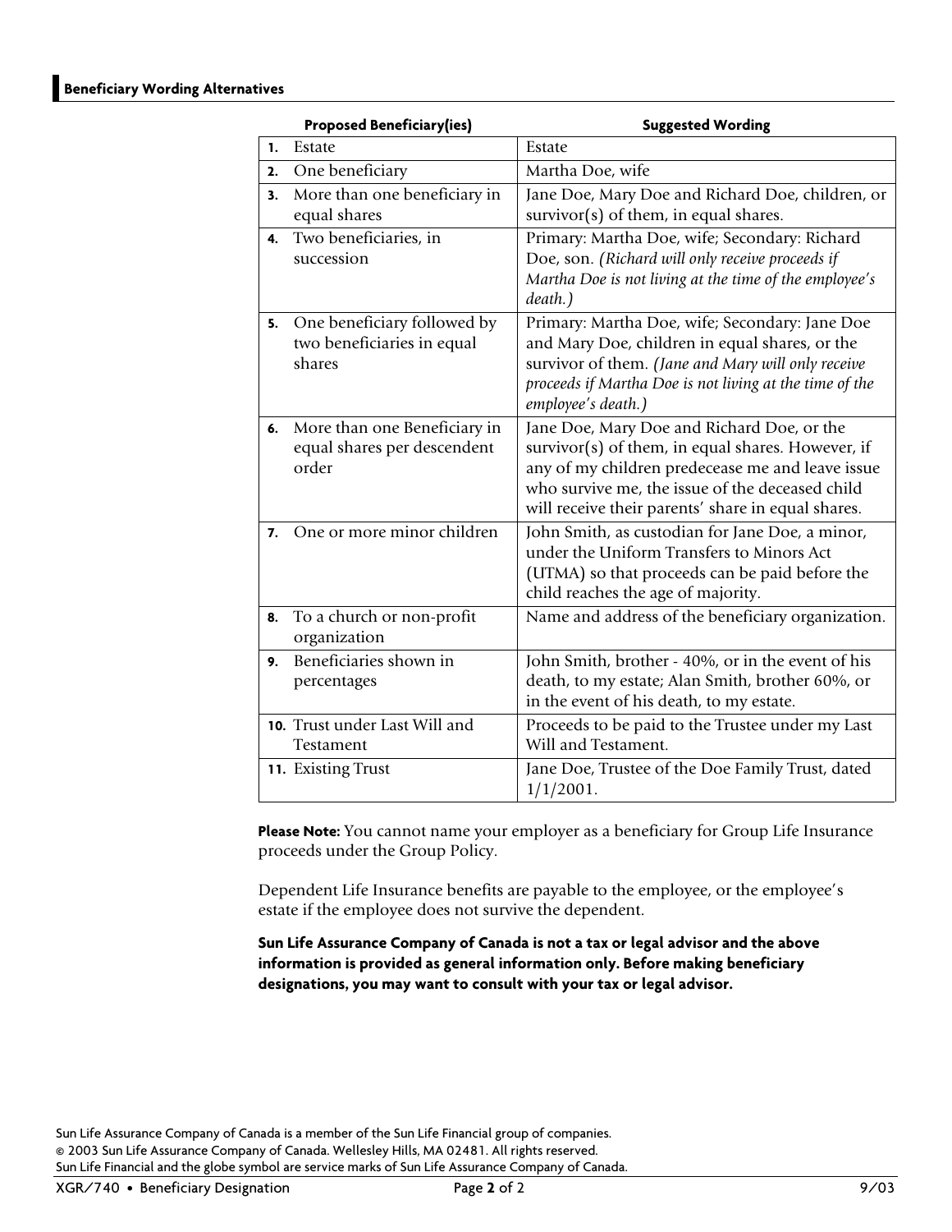## Beneficiary Wording Alternatives

| | Proposed Beneficiary(ies) | Suggested Wording |
|---|---|---|
| 1. | Estate | Estate |
| 2. | One beneficiary | Martha Doe, wife |
| 3. | More than one beneficiary in equal shares | Jane Doe, Mary Doe and Richard Doe, children, or survivor(s) of them, in equal shares. |
| 4. | Two beneficiaries, in succession | Primary: Martha Doe, wife; Secondary: Richard Doe, son. *(Richard will only receive proceeds if Martha Doe is not living at the time of the employee's death.)* |
| 5. | One beneficiary followed by two beneficiaries in equal shares | Primary: Martha Doe, wife; Secondary: Jane Doe and Mary Doe, children in equal shares, or the survivor of them. *(Jane and Mary will only receive proceeds if Martha Doe is not living at the time of the employee's death.)* |
| 6. | More than one Beneficiary in equal shares per descendent order | Jane Doe, Mary Doe and Richard Doe, or the survivor(s) of them, in equal shares. However, if any of my children predecease me and leave issue who survive me, the issue of the deceased child will receive their parents' share in equal shares. |
| 7. | One or more minor children | John Smith, as custodian for Jane Doe, a minor, under the Uniform Transfers to Minors Act (UTMA) so that proceeds can be paid before the child reaches the age of majority. |
| 8. | To a church or non-profit organization | Name and address of the beneficiary organization. |
| 9. | Beneficiaries shown in percentages | John Smith, brother - 40%, or in the event of his death, to my estate; Alan Smith, brother 60%, or in the event of his death, to my estate. |
| 10. | Trust under Last Will and Testament | Proceeds to be paid to the Trustee under my Last Will and Testament. |
| 11. | Existing Trust | Jane Doe, Trustee of the Doe Family Trust, dated 1/1/2001. |

**Please Note:** You cannot name your employer as a beneficiary for Group Life Insurance proceeds under the Group Policy.

Dependent Life Insurance benefits are payable to the employee, or the employee's estate if the employee does not survive the dependent.

**Sun Life Assurance Company of Canada is not a tax or legal advisor and the above information is provided as general information only. Before making beneficiary designations, you may want to consult with your tax or legal advisor.**

Sun Life Assurance Company of Canada is a member of the Sun Life Financial group of companies.
© 2003 Sun Life Assurance Company of Canada. Wellesley Hills, MA 02481. All rights reserved.
Sun Life Financial and the globe symbol are service marks of Sun Life Assurance Company of Canada.

XGR/740 • Beneficiary Designation 9/03